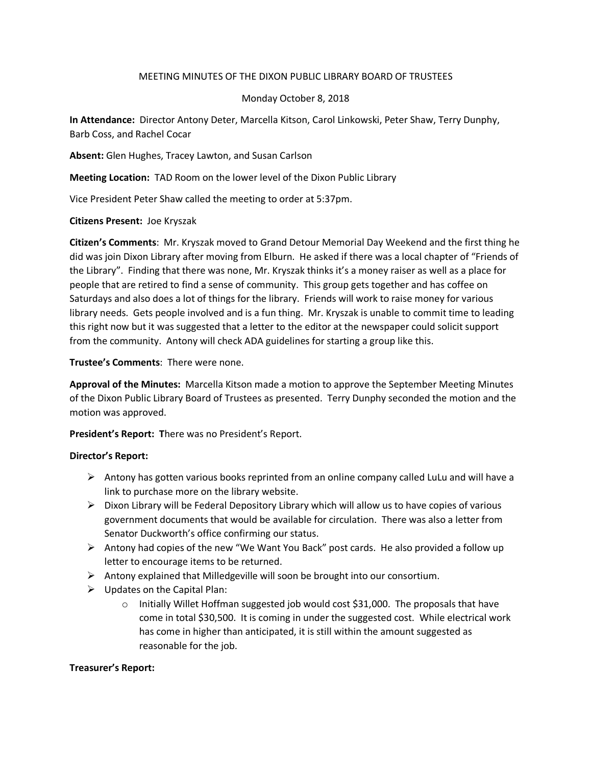# MEETING MINUTES OF THE DIXON PUBLIC LIBRARY BOARD OF TRUSTEES

Monday October 8, 2018

**In Attendance:** Director Antony Deter, Marcella Kitson, Carol Linkowski, Peter Shaw, Terry Dunphy, Barb Coss, and Rachel Cocar

**Absent:** Glen Hughes, Tracey Lawton, and Susan Carlson

**Meeting Location:** TAD Room on the lower level of the Dixon Public Library

Vice President Peter Shaw called the meeting to order at 5:37pm.

**Citizens Present:** Joe Kryszak

**Citizen's Comments**: Mr. Kryszak moved to Grand Detour Memorial Day Weekend and the first thing he did was join Dixon Library after moving from Elburn. He asked if there was a local chapter of "Friends of the Library". Finding that there was none, Mr. Kryszak thinks it's a money raiser as well as a place for people that are retired to find a sense of community. This group gets together and has coffee on Saturdays and also does a lot of things for the library. Friends will work to raise money for various library needs. Gets people involved and is a fun thing. Mr. Kryszak is unable to commit time to leading this right now but it was suggested that a letter to the editor at the newspaper could solicit support from the community. Antony will check ADA guidelines for starting a group like this.

**Trustee's Comments**: There were none.

**Approval of the Minutes:** Marcella Kitson made a motion to approve the September Meeting Minutes of the Dixon Public Library Board of Trustees as presented. Terry Dunphy seconded the motion and the motion was approved.

**President's Report: T**here was no President's Report.

**Director's Report:**

- Antony has gotten various books reprinted from an online company called LuLu and will have a link to purchase more on the library website.
- Dixon Library will be Federal Depository Library which will allow us to have copies of various government documents that would be available for circulation. There was also a letter from Senator Duckworth's office confirming our status.
- Antony had copies of the new "We Want You Back" post cards. He also provided a follow up letter to encourage items to be returned.
- Antony explained that Milledgeville will soon be brought into our consortium.
- Updates on the Capital Plan:
  - Initially Willet Hoffman suggested job would cost $31,000. The proposals that have come in total $30,500. It is coming in under the suggested cost. While electrical work has come in higher than anticipated, it is still within the amount suggested as reasonable for the job.

**Treasurer's Report:**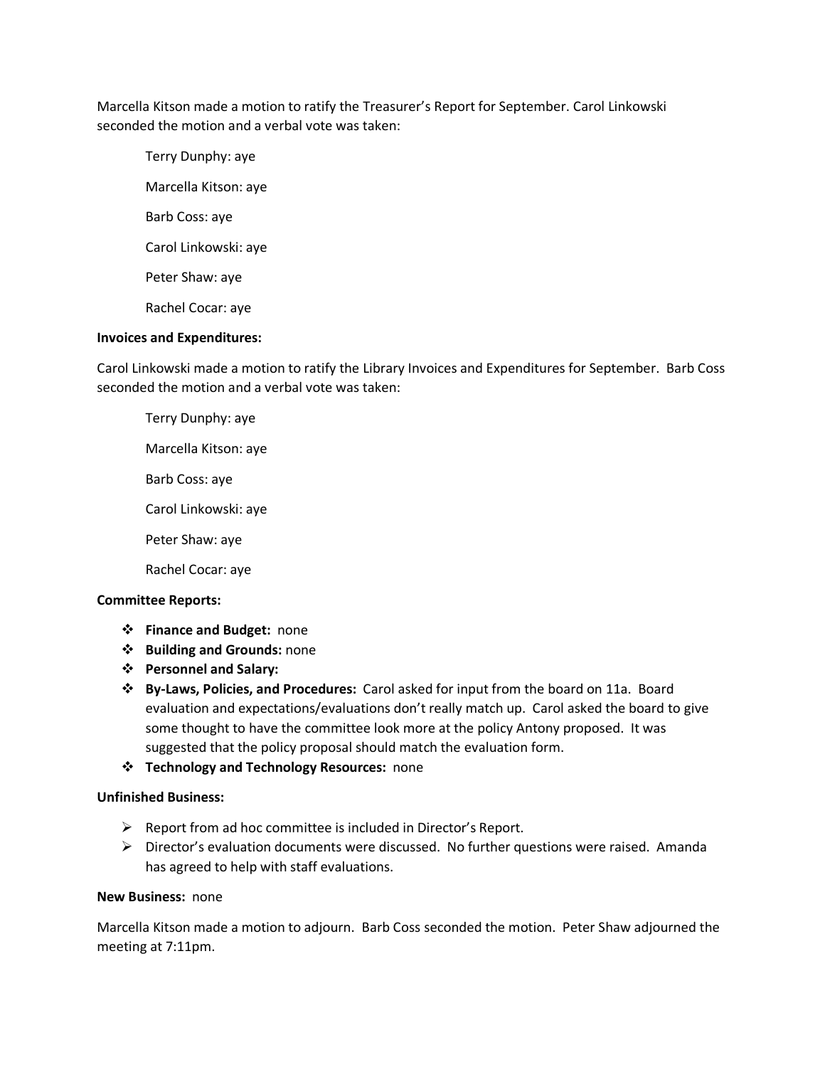Marcella Kitson made a motion to ratify the Treasurer's Report for September. Carol Linkowski seconded the motion and a verbal vote was taken:

Terry Dunphy: aye

Marcella Kitson: aye

Barb Coss: aye

Carol Linkowski: aye

Peter Shaw: aye

Rachel Cocar: aye

**Invoices and Expenditures:**

Carol Linkowski made a motion to ratify the Library Invoices and Expenditures for September. Barb Coss seconded the motion and a verbal vote was taken:

Terry Dunphy: aye

Marcella Kitson: aye

Barb Coss: aye

Carol Linkowski: aye

Peter Shaw: aye

Rachel Cocar: aye

**Committee Reports:**

- **Finance and Budget:** none
- **Building and Grounds:** none
- **Personnel and Salary:**
- **By-Laws, Policies, and Procedures:** Carol asked for input from the board on 11a. Board evaluation and expectations/evaluations don't really match up. Carol asked the board to give some thought to have the committee look more at the policy Antony proposed. It was suggested that the policy proposal should match the evaluation form.
- **Technology and Technology Resources:** none

**Unfinished Business:**

- Report from ad hoc committee is included in Director's Report.
- Director's evaluation documents were discussed. No further questions were raised. Amanda has agreed to help with staff evaluations.

**New Business:** none

Marcella Kitson made a motion to adjourn. Barb Coss seconded the motion. Peter Shaw adjourned the meeting at 7:11pm.